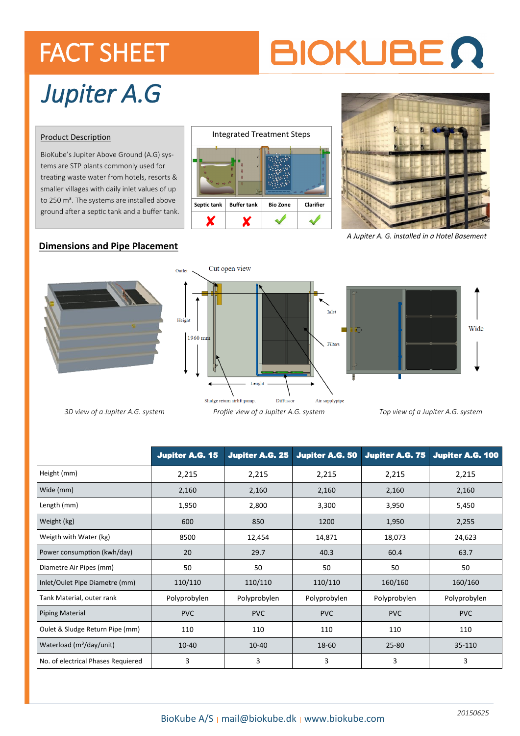# FACT SHEET

BIOKUBE

# Jupiter A.G

## Product Description

BioKube's Jupiter Above Ground (A.G) systems are STP plants commonly used for treating waste water from hotels, resorts & smaller villages with daily inlet values of up to 250 m³. The systems are installed above ground after a septic tank and a buffer tank.

### Integrated Treatment Steps

| Septic tank | Buffer tank | Bio Zone | Clarifier |
|---|---|---|---|
| ✗ | ✗ | ✓ | ✓ |

*A Jupiter A. G. installed in a Hotel Basement*

## Dimensions and Pipe Placement

*3D view of a Jupiter A.G. system*

*Profile view of a Jupiter A.G. system*

*Top view of a Jupiter A.G. system*

| | Jupiter A.G. 15 | Jupiter A.G. 25 | Jupiter A.G. 50 | Jupiter A.G. 75 | Jupiter A.G. 100 |
|---|---|---|---|---|---|
| Height (mm) | 2,215 | 2,215 | 2,215 | 2,215 | 2,215 |
| Wide (mm) | 2,160 | 2,160 | 2,160 | 2,160 | 2,160 |
| Length (mm) | 1,950 | 2,800 | 3,300 | 3,950 | 5,450 |
| Weight (kg) | 600 | 850 | 1200 | 1,950 | 2,255 |
| Weigth with Water (kg) | 8500 | 12,454 | 14,871 | 18,073 | 24,623 |
| Power consumption (kwh/day) | 20 | 29.7 | 40.3 | 60.4 | 63.7 |
| Diametre Air Pipes (mm) | 50 | 50 | 50 | 50 | 50 |
| Inlet/Oulet Pipe Diametre (mm) | 110/110 | 110/110 | 110/110 | 160/160 | 160/160 |
| Tank Material, outer rank | Polyprobylen | Polyprobylen | Polyprobylen | Polyprobylen | Polyprobylen |
| Piping Material | PVC | PVC | PVC | PVC | PVC |
| Oulet & Sludge Return Pipe (mm) | 110 | 110 | 110 | 110 | 110 |
| Waterload (m³/day/unit) | 10-40 | 10-40 | 18-60 | 25-80 | 35-110 |
| No. of electrical Phases Requiered | 3 | 3 | 3 | 3 | 3 |

BioKube A/S | mail@biokube.dk | www.biokube.com

20150625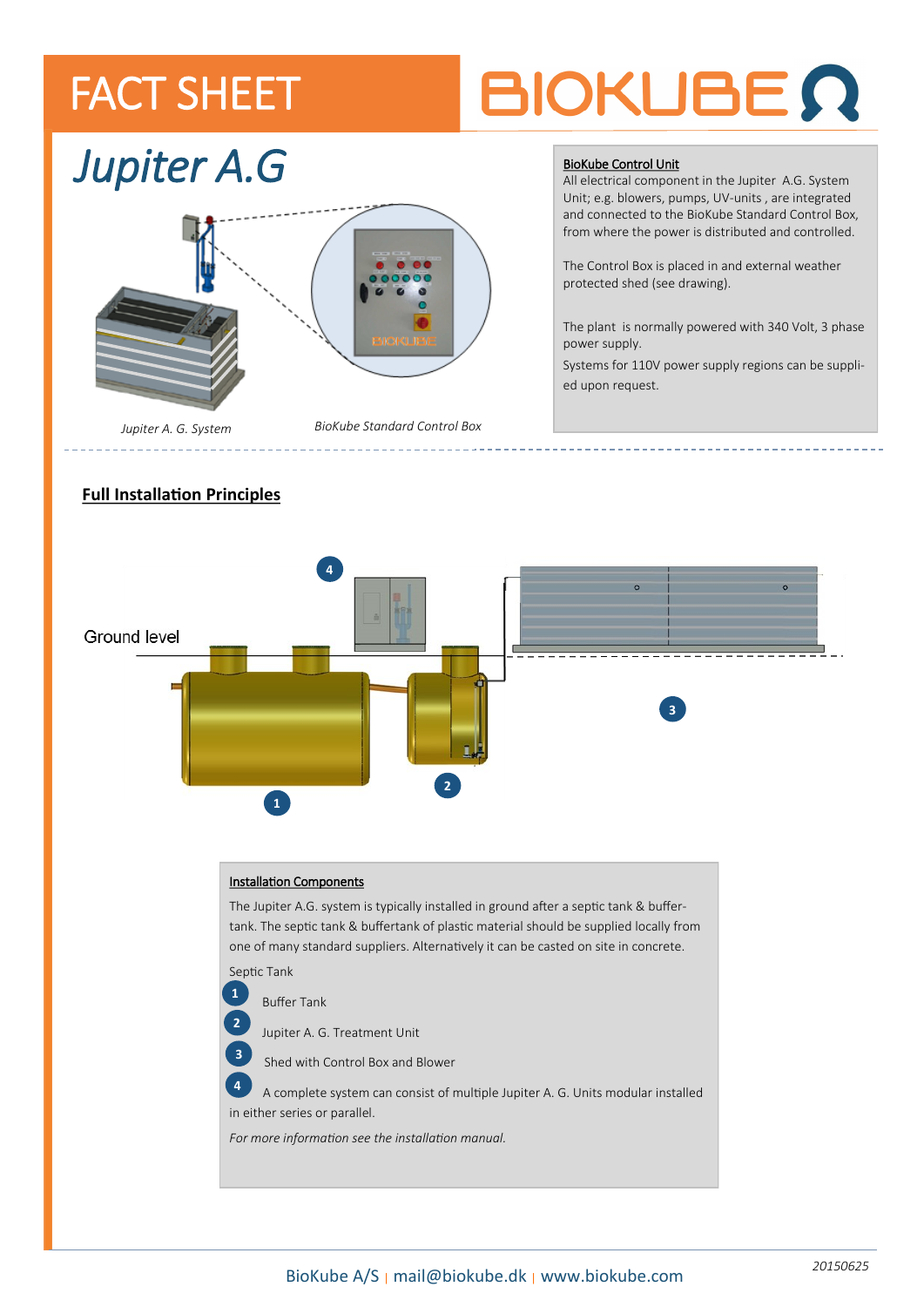FACT SHEET

BIOKUBE

# Jupiter A.G

Jupiter A. G. System

BioKube Standard Control Box

**BioKube Control Unit**

All electrical component in the Jupiter A.G. System Unit; e.g. blowers, pumps, UV-units , are integrated and connected to the BioKube Standard Control Box, from where the power is distributed and controlled.

The Control Box is placed in and external weather protected shed (see drawing).

The plant is normally powered with 340 Volt, 3 phase power supply.

Systems for 110V power supply regions can be supplied upon request.

## Full Installation Principles

Ground level

4

3

1

2

**Installation Components**

The Jupiter A.G. system is typically installed in ground after a septic tank & buffertank. The septic tank & buffertank of plastic material should be supplied locally from one of many standard suppliers. Alternatively it can be casted on site in concrete.

Septic Tank

1. Buffer Tank
2. Jupiter A. G. Treatment Unit
3. Shed with Control Box and Blower
4. A complete system can consist of multiple Jupiter A. G. Units modular installed in either series or parallel.

*For more information see the installation manual.*

BioKube A/S | mail@biokube.dk | www.biokube.com

*20150625*